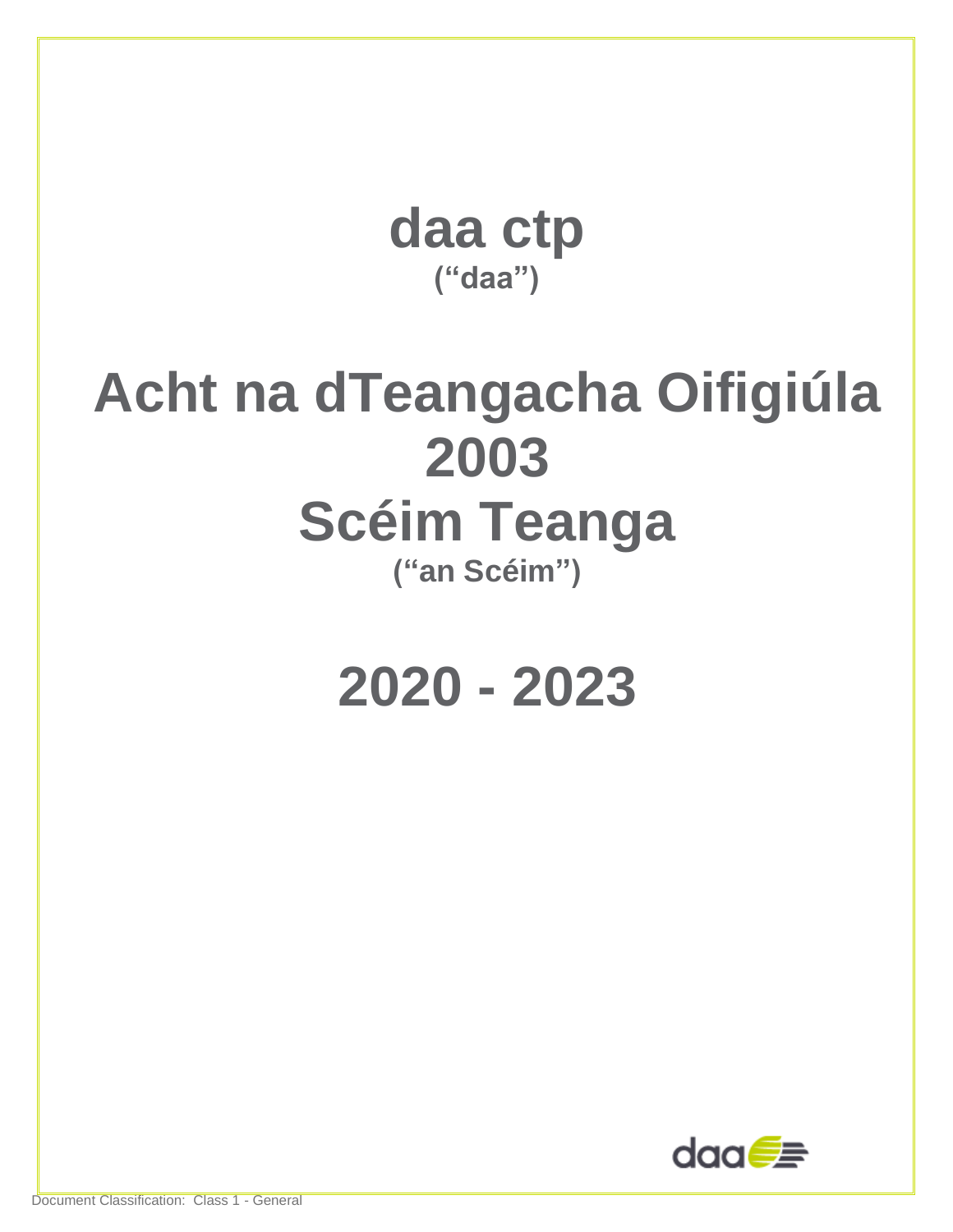# daa ctp

**(“daa”)**

# Acht na dTeangacha Oifigiúla 2003

# Scéim Teanga

**(“an Scéim”)**

# 2020 - 2023

Document Classification: Class 1 - General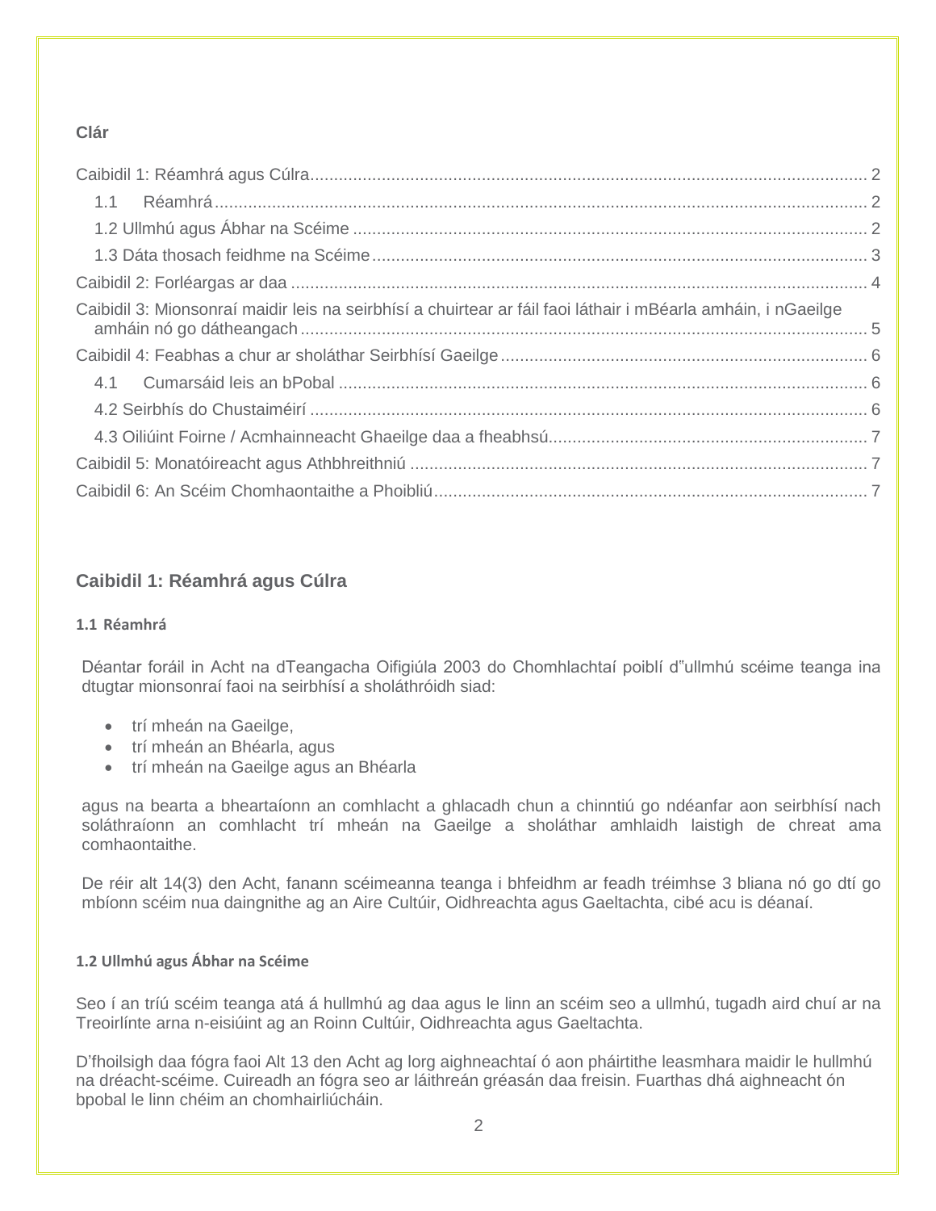**Clár**

Caibidil 1: Réamhrá agus Cúlra ..................................................................................................................... 2

1.1 Réamhrá ......................................................................................................................................... 2

1.2 Ullmhú agus Ábhar na Scéime ........................................................................................................... 2

1.3 Dáta thosach feidhme na Scéime ....................................................................................................... 3

Caibidil 2: Forléargas ar daa ........................................................................................................................ 4

Caibidil 3: Mionsonraí maidir leis na seirbhísí a chuirtear ar fáil faoi láthair i mBéarla amháin, i nGaeilge amháin nó go dátheangach ...................................................................................................................... 5

Caibidil 4: Feabhas a chur ar sholáthar Seirbhísí Gaeilge ............................................................................ 6

4.1 Cumarsáid leis an bPobal ............................................................................................................... 6

4.2 Seirbhís do Chustaiméirí .................................................................................................................... 6

4.3 Oiliúint Foirne / Acmhainneacht Ghaeilge daa a fheabhsú .................................................................. 7

Caibidil 5: Monatóireacht agus Athbhreithniú ............................................................................................... 7

Caibidil 6: An Scéim Chomhaontaithe a Phoibliú .......................................................................................... 7

## Caibidil 1: Réamhrá agus Cúlra

### 1.1 Réamhrá

Déantar foráil in Acht na dTeangacha Oifigiúla 2003 do Chomhlachtaí poiblí d"ullmhú scéime teanga ina dtugtar mionsonraí faoi na seirbhísí a sholáthróidh siad:

- trí mheán na Gaeilge,
- trí mheán an Bhéarla, agus
- trí mheán na Gaeilge agus an Bhéarla

agus na bearta a bheartaíonn an comhlacht a ghlacadh chun a chinntiú go ndéanfar aon seirbhísí nach soláthraíonn an comhlacht trí mheán na Gaeilge a sholáthar amhlaidh laistigh de chreat ama comhaontaithe.

De réir alt 14(3) den Acht, fanann scéimeanna teanga i bhfeidhm ar feadh tréimhse 3 bliana nó go dtí go mbíonn scéim nua daingnithe ag an Aire Cultúir, Oidhreachta agus Gaeltachta, cibé acu is déanaí.

### 1.2 Ullmhú agus Ábhar na Scéime

Seo í an tríú scéim teanga atá á hullmhú ag daa agus le linn an scéim seo a ullmhú, tugadh aird chuí ar na Treoirlínte arna n-eisiúint ag an Roinn Cultúir, Oidhreachta agus Gaeltachta.

D'fhoilsigh daa fógra faoi Alt 13 den Acht ag lorg aighneachtaí ó aon pháirtithe leasmhara maidir le hullmhú na dréacht-scéime. Cuireadh an fógra seo ar láithreán gréasán daa freisin. Fuarthas dhá aighneacht ón bpobal le linn chéim an chomhairliúcháin.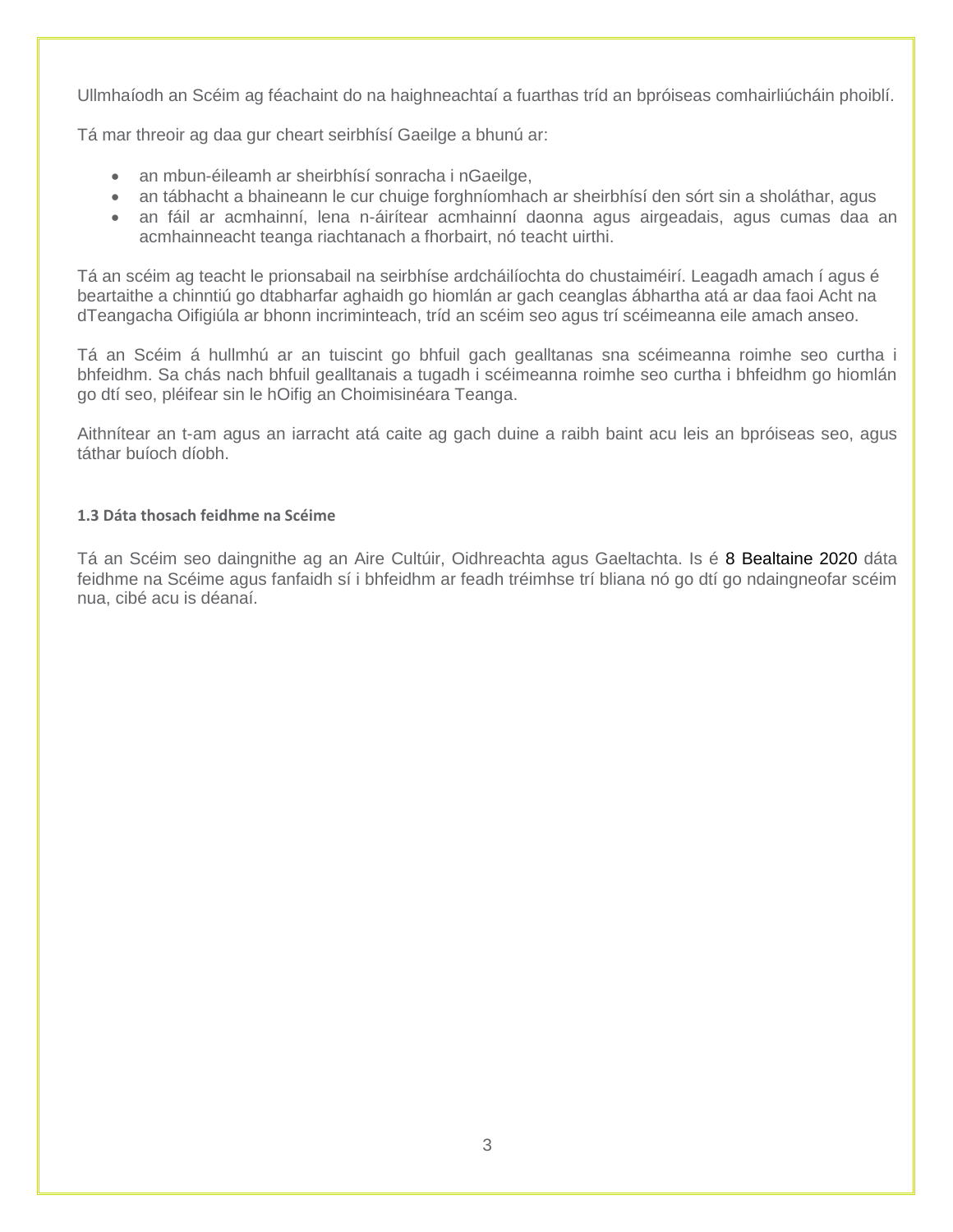Ullmhaíodh an Scéim ag féachaint do na haighneachtaí a fuarthas tríd an bpróiseas comhairliúcháin phoiblí.

Tá mar threoir ag daa gur cheart seirbhísí Gaeilge a bhunú ar:

- an mbun-éileamh ar sheirbhísí sonracha i nGaeilge,
- an tábhacht a bhaineann le cur chuige forghníomhach ar sheirbhísí den sórt sin a sholáthar, agus
- an fáil ar acmhainní, lena n-áirítear acmhainní daonna agus airgeadais, agus cumas daa an acmhainneacht teanga riachtanach a fhorbairt, nó teacht uirthi.

Tá an scéim ag teacht le prionsabail na seirbhíse ardcháilíochta do chustaiméirí. Leagadh amach í agus é beartaithe a chinntiú go dtabharfar aghaidh go hiomlán ar gach ceanglas ábhartha atá ar daa faoi Acht na dTeangacha Oifigiúla ar bhonn incriminteach, tríd an scéim seo agus trí scéimeanna eile amach anseo.

Tá an Scéim á hullmhú ar an tuiscint go bhfuil gach gealltanas sna scéimeanna roimhe seo curtha i bhfeidhm. Sa chás nach bhfuil gealltanais a tugadh i scéimeanna roimhe seo curtha i bhfeidhm go hiomlán go dtí seo, pléifear sin le hOifig an Choimisinéara Teanga.

Aithnítear an t-am agus an iarracht atá caite ag gach duine a raibh baint acu leis an bpróiseas seo, agus táthar buíoch díobh.

### 1.3 Dáta thosach feidhme na Scéime

Tá an Scéim seo daingnithe ag an Aire Cultúir, Oidhreachta agus Gaeltachta. Is é 8 Bealtaine 2020 dáta feidhme na Scéime agus fanfaidh sí i bhfeidhm ar feadh tréimhse trí bliana nó go dtí go ndaingneofar scéim nua, cibé acu is déanaí.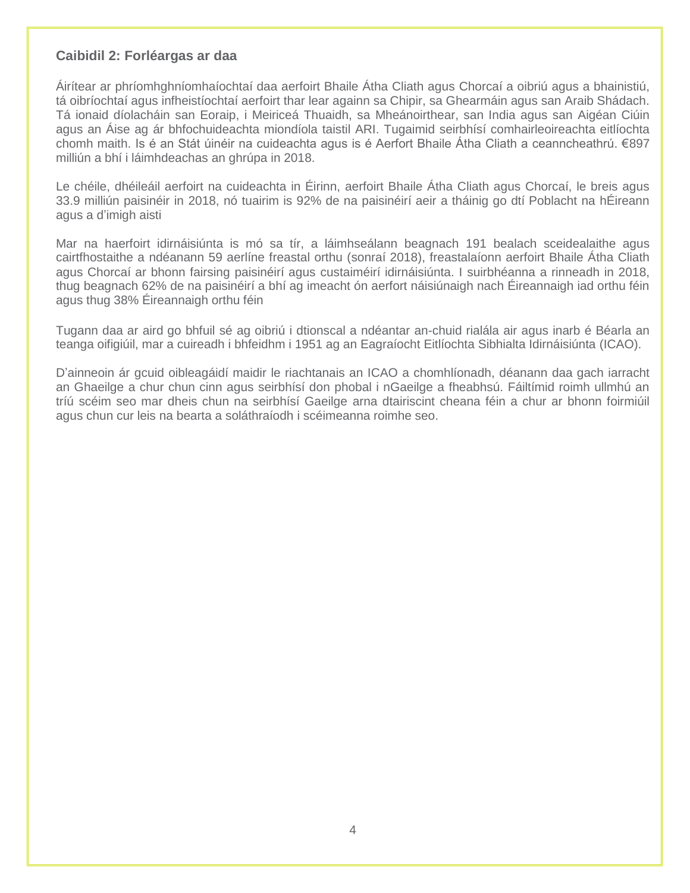## Caibidil 2: Forléargas ar daa

Áirítear ar phríomhghníomhaíochtaí daa aerfoirt Bhaile Átha Cliath agus Chorcaí a oibriú agus a bhainistiú, tá oibríochtaí agus infheistíochtaí aerfoirt thar lear againn sa Chipir, sa Ghearmáin agus san Araib Shádach. Tá ionaid díolacháin san Eoraip, i Meiriceá Thuaidh, sa Mheánoirthear, san India agus san Aigéan Ciúin agus an Áise ag ár bhfochuideachta miondíola taistil ARI. Tugaimid seirbhísí comhairleoireachta eitlíochta chomh maith. Is é an Stát úinéir na cuideachta agus is é Aerfort Bhaile Átha Cliath a ceanncheathrú. €897 milliún a bhí i láimhdeachas an ghrúpa in 2018.

Le chéile, dhéileáil aerfoirt na cuideachta in Éirinn, aerfoirt Bhaile Átha Cliath agus Chorcaí, le breis agus 33.9 milliún paisinéir in 2018, nó tuairim is 92% de na paisinéirí aeir a tháinig go dtí Poblacht na hÉireann agus a d'imigh aisti

Mar na haerfoirt idirnáisiúnta is mó sa tír, a láimhseálann beagnach 191 bealach sceidealaithe agus cairtfhostaithe a ndéanann 59 aerlíne freastal orthu (sonraí 2018), freastalaíonn aerfoirt Bhaile Átha Cliath agus Chorcaí ar bhonn fairsing paisinéirí agus custaiméirí idirnáisiúnta. I suirbhéanna a rinneadh in 2018, thug beagnach 62% de na paisinéirí a bhí ag imeacht ón aerfort náisiúnaigh nach Éireannaigh iad orthu féin agus thug 38% Éireannaigh orthu féin

Tugann daa ar aird go bhfuil sé ag oibriú i dtionscal a ndéantar an-chuid rialála air agus inarb é Béarla an teanga oifigiúil, mar a cuireadh i bhfeidhm i 1951 ag an Eagraíocht Eitlíochta Sibhialta Idirnáisiúnta (ICAO).

D'ainneoin ár gcuid oibleagáidí maidir le riachtanais an ICAO a chomhlíonadh, déanann daa gach iarracht an Ghaeilge a chur chun cinn agus seirbhísí don phobal i nGaeilge a fheabhsú. Fáiltímid roimh ullmhú an tríú scéim seo mar dheis chun na seirbhísí Gaeilge arna dtairiscint cheana féin a chur ar bhonn foirmiúil agus chun cur leis na bearta a soláthraíodh i scéimeanna roimhe seo.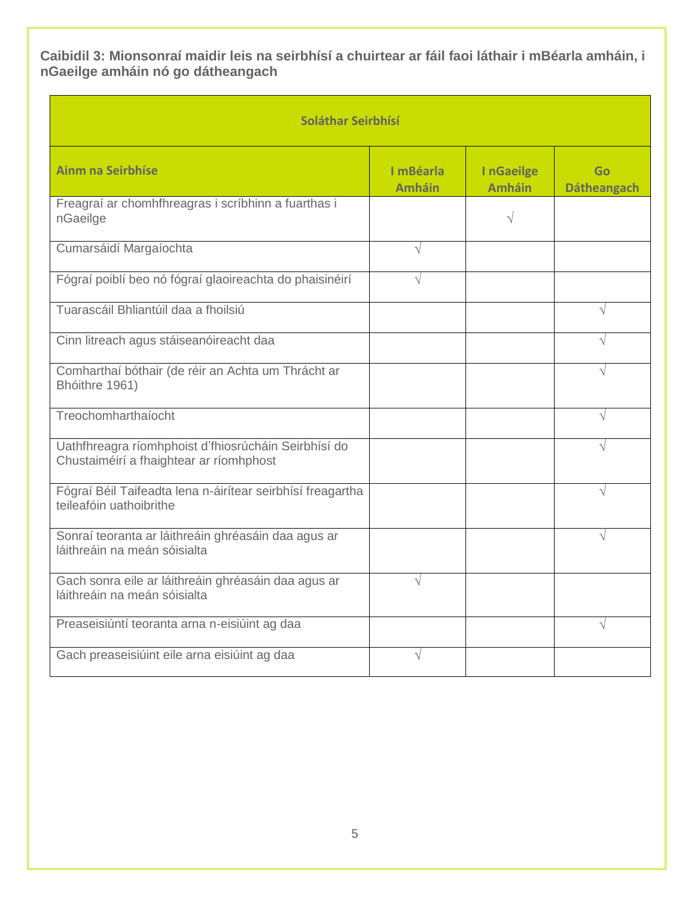**Caibidil 3: Mionsonraí maidir leis na seirbhísí a chuirtear ar fáil faoi láthair i mBéarla amháin, i nGaeilge amháin nó go dátheangach**

| Soláthar Seirbhísí | | | |
|---|---|---|---|
| **Ainm na Seirbhíse** | **I mBéarla Amháin** | **I nGaeilge Amháin** | **Go Dátheangach** |
| Freagraí ar chomhfhreagras i scríbhinn a fuarthas i nGaeilge | | √ | |
| Cumarsáidí Margaíochta | √ | | |
| Fógraí poiblí beo nó fógraí glaoireachta do phaisinéirí | √ | | |
| Tuarascáil Bhliantúil daa a fhoilsiú | | | √ |
| Cinn litreach agus stáiseanóireacht daa | | | √ |
| Comharthaí bóthair (de réir an Achta um Thrácht ar Bhóithre 1961) | | | √ |
| Treochomharthaíocht | | | √ |
| Uathfhreagra ríomhphoist d'fhiosrúcháin Seirbhísí do Chustaiméirí a fhaightear ar ríomhphost | | | √ |
| Fógraí Béil Taifeadta lena n-áirítear seirbhísí freagartha teileafóin uathoibrithe | | | √ |
| Sonraí teoranta ar láithreáin ghréasáin daa agus ar láithreáin na meán sóisialta | | | √ |
| Gach sonra eile ar láithreáin ghréasáin daa agus ar láithreáin na meán sóisialta | √ | | |
| Preaseisiúntí teoranta arna n-eisiúint ag daa | | | √ |
| Gach preaseisiúint eile arna eisiúint ag daa | √ | | |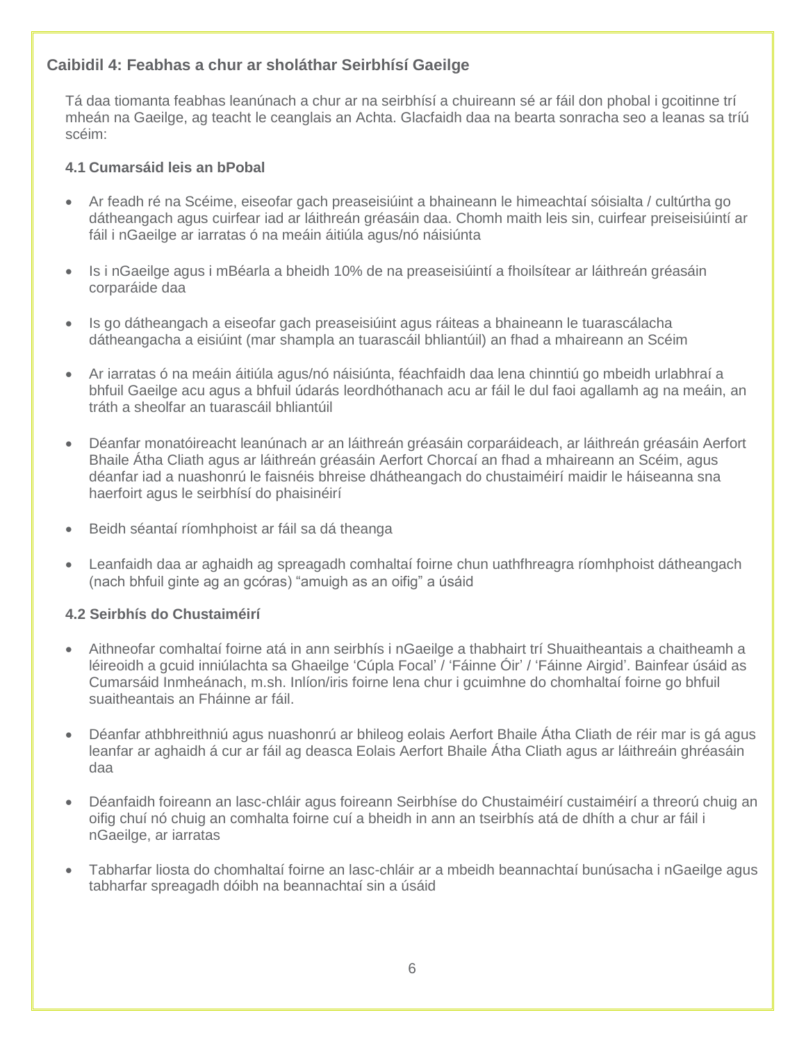## Caibidil 4: Feabhas a chur ar sholáthar Seirbhísí Gaeilge

Tá daa tiomanta feabhas leanúnach a chur ar na seirbhísí a chuireann sé ar fáil don phobal i gcoitinne trí mheán na Gaeilge, ag teacht le ceanglais an Achta. Glacfaidh daa na bearta sonracha seo a leanas sa tríú scéim:

### 4.1 Cumarsáid leis an bPobal

- Ar feadh ré na Scéime, eiseofar gach preaseisiúint a bhaineann le himeachtaí sóisialta / cultúrtha go dátheangach agus cuirfear iad ar láithreán gréasáin daa. Chomh maith leis sin, cuirfear preiseisiúintí ar fáil i nGaeilge ar iarratas ó na meáin áitiúla agus/nó náisiúnta
- Is i nGaeilge agus i mBéarla a bheidh 10% de na preaseisiúintí a fhoilsítear ar láithreán gréasáin corparáide daa
- Is go dátheangach a eiseofar gach preaseisiúint agus ráiteas a bhaineann le tuarascálacha dátheangacha a eisiúint (mar shampla an tuarascáil bhliantúil) an fhad a mhaireann an Scéim
- Ar iarratas ó na meáin áitiúla agus/nó náisiúnta, féachfaidh daa lena chinntiú go mbeidh urlabhraí a bhfuil Gaeilge acu agus a bhfuil údarás leordhóthanach acu ar fáil le dul faoi agallamh ag na meáin, an tráth a sheolfar an tuarascáil bhliantúil
- Déanfar monatóireacht leanúnach ar an láithreán gréasáin corparáideach, ar láithreán gréasáin Aerfort Bhaile Átha Cliath agus ar láithreán gréasáin Aerfort Chorcaí an fhad a mhaireann an Scéim, agus déanfar iad a nuashonrú le faisnéis bhreise dhátheangach do chustaiméirí maidir le háiseanna sna haerfoirt agus le seirbhísí do phaisinéirí
- Beidh séantaí ríomhphoist ar fáil sa dá theanga
- Leanfaidh daa ar aghaidh ag spreagadh comhaltaí foirne chun uathfhreagra ríomhphoist dátheangach (nach bhfuil ginte ag an gcóras) "amuigh as an oifig" a úsáid

### 4.2 Seirbhís do Chustaiméirí

- Aithneofar comhaltaí foirne atá in ann seirbhís i nGaeilge a thabhairt trí Shuaitheantais a chaitheamh a léireoidh a gcuid inniúlachta sa Ghaeilge 'Cúpla Focal' / 'Fáinne Óir' / 'Fáinne Airgid'. Bainfear úsáid as Cumarsáid Inmheánach, m.sh. Inlíon/iris foirne lena chur i gcuimhne do chomhaltaí foirne go bhfuil suaitheantais an Fháinne ar fáil.
- Déanfar athbhreithniú agus nuashonrú ar bhileog eolais Aerfort Bhaile Átha Cliath de réir mar is gá agus leanfar ar aghaidh á cur ar fáil ag deasca Eolais Aerfort Bhaile Átha Cliath agus ar láithreáin ghréasáin daa
- Déanfaidh foireann an lasc-chláir agus foireann Seirbhíse do Chustaiméirí custaiméirí a threorú chuig an oifig chuí nó chuig an comhalta foirne cuí a bheidh in ann an tseirbhís atá de dhíth a chur ar fáil i nGaeilge, ar iarratas
- Tabharfar liosta do chomhaltaí foirne an lasc-chláir ar a mbeidh beannachtaí bunúsacha i nGaeilge agus tabharfar spreagadh dóibh na beannachtaí sin a úsáid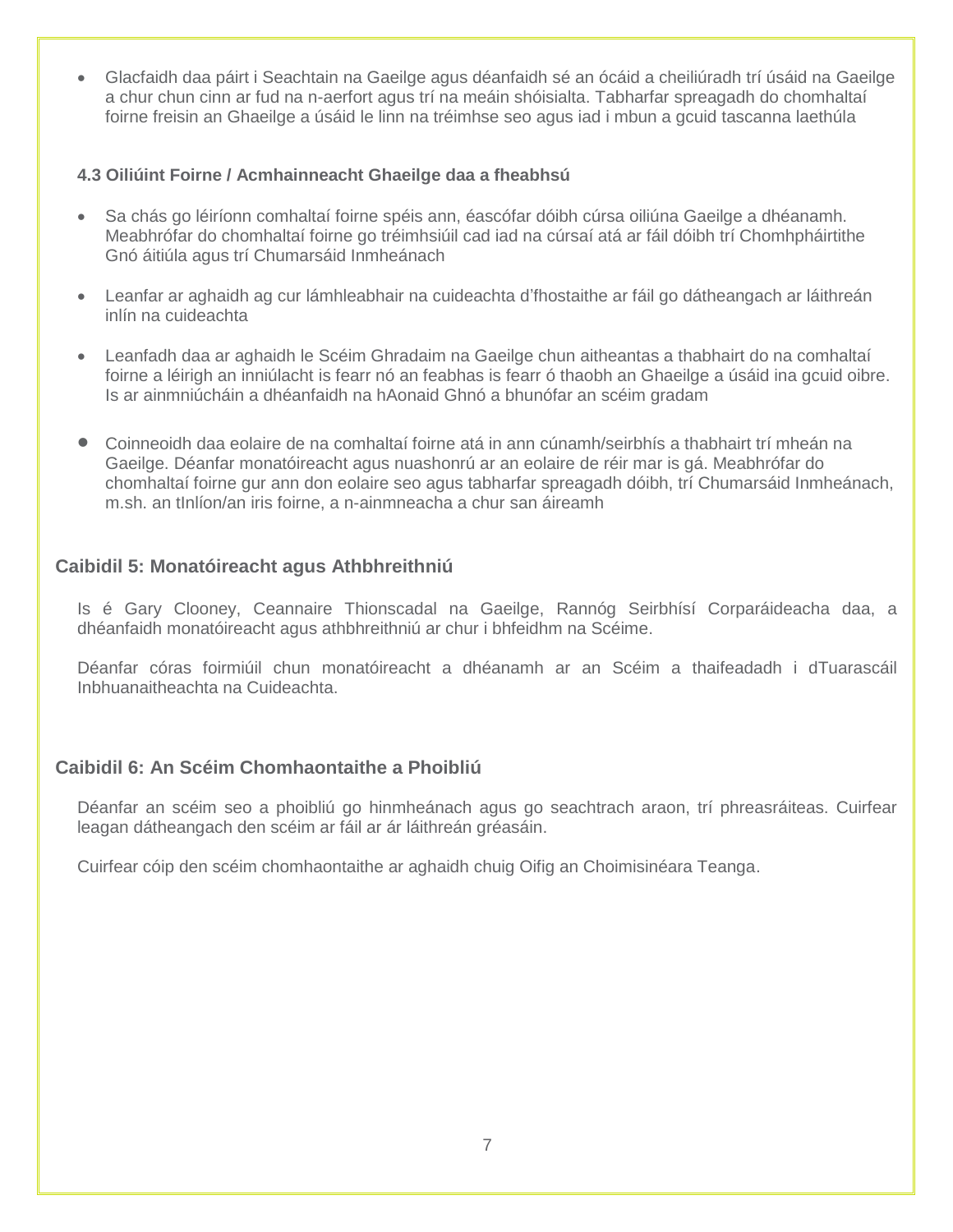- Glacfaidh daa páirt i Seachtain na Gaeilge agus déanfaidh sé an ócáid a cheiliúradh trí úsáid na Gaeilge a chur chun cinn ar fud na n-aerfort agus trí na meáin shóisialta. Tabharfar spreagadh do chomhaltaí foirne freisin an Ghaeilge a úsáid le linn na tréimhse seo agus iad i mbun a gcuid tascanna laethúla

**4.3 Oiliúint Foirne / Acmhainneacht Ghaeilge daa a fheabhsú**

- Sa chás go léiríonn comhaltaí foirne spéis ann, éascófar dóibh cúrsa oiliúna Gaeilge a dhéanamh. Meabhrófar do chomhaltaí foirne go tréimhsiúil cad iad na cúrsaí atá ar fáil dóibh trí Chomhpháirtithe Gnó áitiúla agus trí Chumarsáid Inmheánach

- Leanfar ar aghaidh ag cur lámhleabhair na cuideachta d'fhostaithe ar fáil go dátheangach ar láithreán inlín na cuideachta

- Leanfadh daa ar aghaidh le Scéim Ghradaim na Gaeilge chun aitheantas a thabhairt do na comhaltaí foirne a léirigh an inniúlacht is fearr nó an feabhas is fearr ó thaobh an Ghaeilge a úsáid ina gcuid oibre. Is ar ainmniúcháin a dhéanfaidh na hAonaid Ghnó a bhunófar an scéim gradam

- Coinneoidh daa eolaire de na comhaltaí foirne atá in ann cúnamh/seirbhís a thabhairt trí mheán na Gaeilge. Déanfar monatóireacht agus nuashonrú ar an eolaire de réir mar is gá. Meabhrófar do chomhaltaí foirne gur ann don eolaire seo agus tabharfar spreagadh dóibh, trí Chumarsáid Inmheánach, m.sh. an tInlíon/an iris foirne, a n-ainmneacha a chur san áireamh

## Caibidil 5: Monatóireacht agus Athbhreithniú

Is é Gary Clooney, Ceannaire Thionscadal na Gaeilge, Rannóg Seirbhísí Corparáideacha daa, a dhéanfaidh monatóireacht agus athbhreithniú ar chur i bhfeidhm na Scéime.

Déanfar córas foirmiúil chun monatóireacht a dhéanamh ar an Scéim a thaifeadadh i dTuarascáil Inbhuanaitheachta na Cuideachta.

## Caibidil 6: An Scéim Chomhaontaithe a Phoibliú

Déanfar an scéim seo a phoibliú go hinmheánach agus go seachtrach araon, trí phreasráiteas. Cuirfear leagan dátheangach den scéim ar fáil ar ár láithreán gréasáin.

Cuirfear cóip den scéim chomhaontaithe ar aghaidh chuig Oifig an Choimisinéara Teanga.